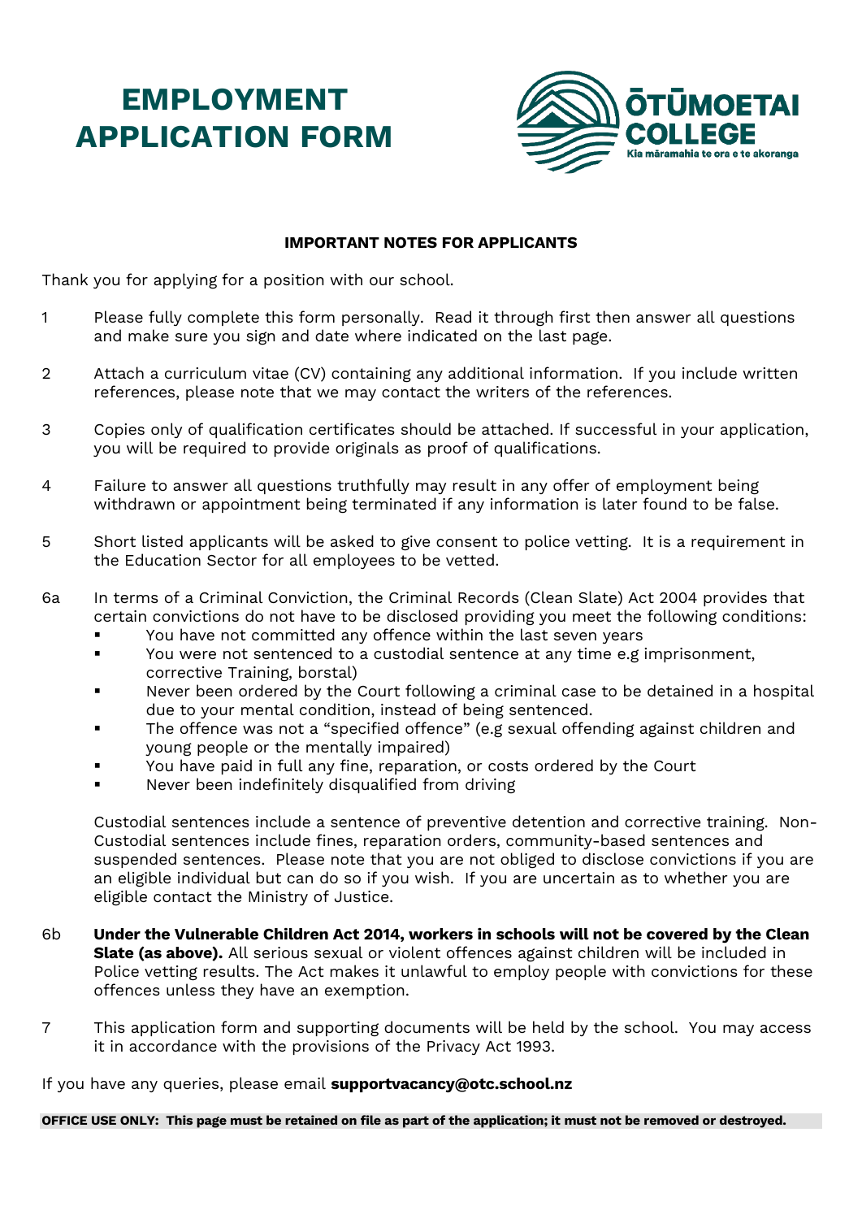# EMPLOYMENT APPLICATION FORM

ŌTŪMOETAI COLLEGE

Kia māramahia te ora e te akoranga

**IMPORTANT NOTES FOR APPLICANTS**

Thank you for applying for a position with our school.

1. Please fully complete this form personally. Read it through first then answer all questions and make sure you sign and date where indicated on the last page.

2. Attach a curriculum vitae (CV) containing any additional information. If you include written references, please note that we may contact the writers of the references.

3. Copies only of qualification certificates should be attached. If successful in your application, you will be required to provide originals as proof of qualifications.

4. Failure to answer all questions truthfully may result in any offer of employment being withdrawn or appointment being terminated if any information is later found to be false.

5. Short listed applicants will be asked to give consent to police vetting. It is a requirement in the Education Sector for all employees to be vetted.

6a. In terms of a Criminal Conviction, the Criminal Records (Clean Slate) Act 2004 provides that certain convictions do not have to be disclosed providing you meet the following conditions:
   - You have not committed any offence within the last seven years
   - You were not sentenced to a custodial sentence at any time e.g imprisonment, corrective Training, borstal)
   - Never been ordered by the Court following a criminal case to be detained in a hospital due to your mental condition, instead of being sentenced.
   - The offence was not a "specified offence" (e.g sexual offending against children and young people or the mentally impaired)
   - You have paid in full any fine, reparation, or costs ordered by the Court
   - Never been indefinitely disqualified from driving

   Custodial sentences include a sentence of preventive detention and corrective training. Non-Custodial sentences include fines, reparation orders, community-based sentences and suspended sentences. Please note that you are not obliged to disclose convictions if you are an eligible individual but can do so if you wish. If you are uncertain as to whether you are eligible contact the Ministry of Justice.

6b. **Under the Vulnerable Children Act 2014, workers in schools will not be covered by the Clean Slate (as above).** All serious sexual or violent offences against children will be included in Police vetting results. The Act makes it unlawful to employ people with convictions for these offences unless they have an exemption.

7. This application form and supporting documents will be held by the school. You may access it in accordance with the provisions of the Privacy Act 1993.

If you have any queries, please email **supportvacancy@otc.school.nz**

**OFFICE USE ONLY: This page must be retained on file as part of the application; it must not be removed or destroyed.**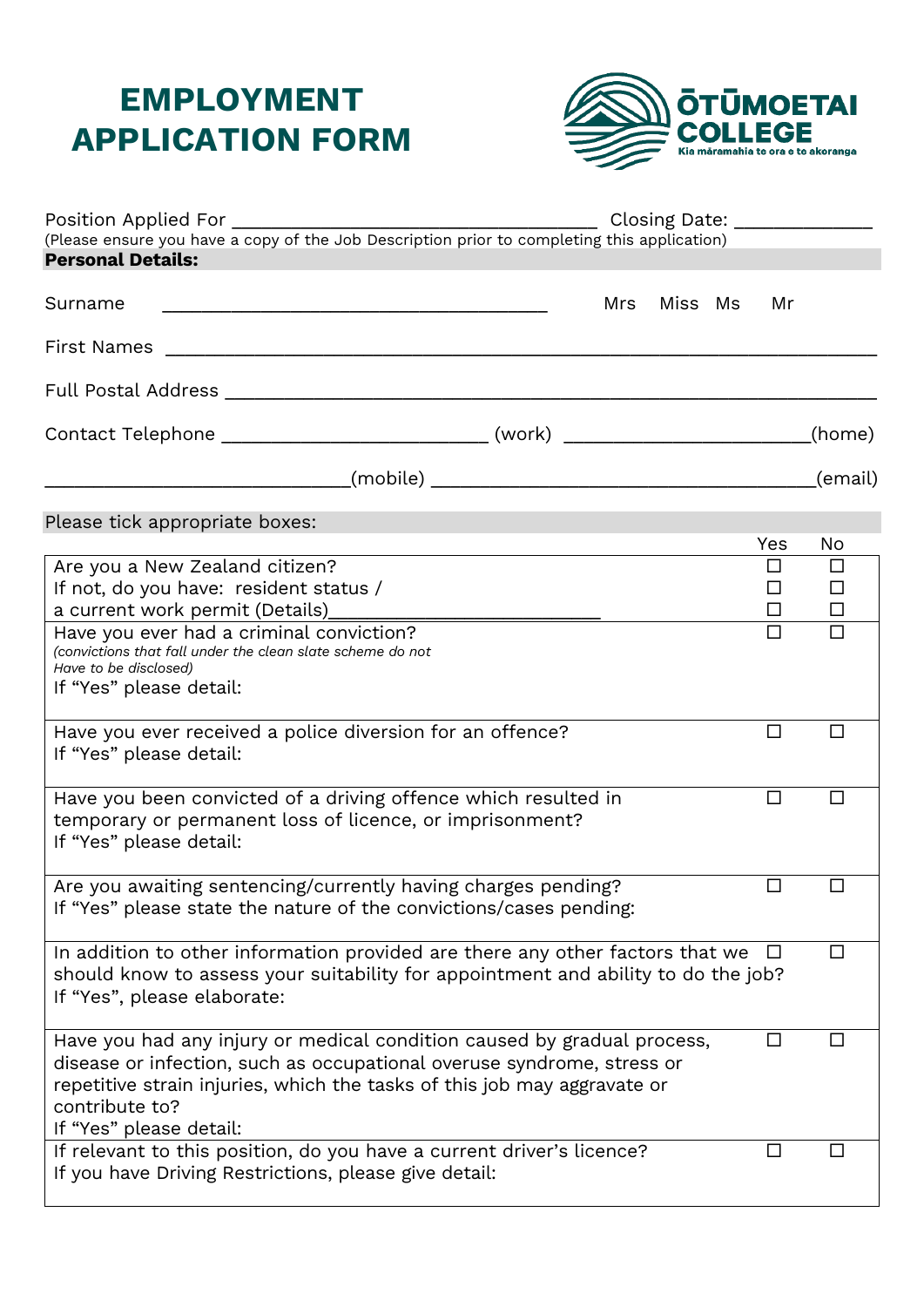# EMPLOYMENT APPLICATION FORM

**ŌTŪMOETAI COLLEGE**
Kia māramahia te ora e te akoranga

Position Applied For ___________________________________ Closing Date: _____________
(Please ensure you have a copy of the Job Description prior to completing this application)

**Personal Details:**

Surname _____________________________________ Mrs Miss Ms Mr

First Names ____________________________________________________________________

Full Postal Address _____________________________________________________________

Contact Telephone _________________________ (work) _______________________(home)

____________________________(mobile) ____________________________________(email)

Please tick appropriate boxes:

| | Yes | No |
|---|---|---|
| Are you a New Zealand citizen?<br>If not, do you have: resident status /<br>a current work permit (Details)_________________________ | ☐<br>☐<br>☐ | ☐<br>☐<br>☐ |
| Have you ever had a criminal conviction?<br>*(convictions that fall under the clean slate scheme do not Have to be disclosed)*<br>If "Yes" please detail: | ☐ | ☐ |
| Have you ever received a police diversion for an offence?<br>If "Yes" please detail: | ☐ | ☐ |
| Have you been convicted of a driving offence which resulted in temporary or permanent loss of licence, or imprisonment?<br>If "Yes" please detail: | ☐ | ☐ |
| Are you awaiting sentencing/currently having charges pending?<br>If "Yes" please state the nature of the convictions/cases pending: | ☐ | ☐ |
| In addition to other information provided are there any other factors that we should know to assess your suitability for appointment and ability to do the job?<br>If "Yes", please elaborate: | ☐ | ☐ |
| Have you had any injury or medical condition caused by gradual process, disease or infection, such as occupational overuse syndrome, stress or repetitive strain injuries, which the tasks of this job may aggravate or contribute to?<br>If "Yes" please detail: | ☐ | ☐ |
| If relevant to this position, do you have a current driver's licence?<br>If you have Driving Restrictions, please give detail: | ☐ | ☐ |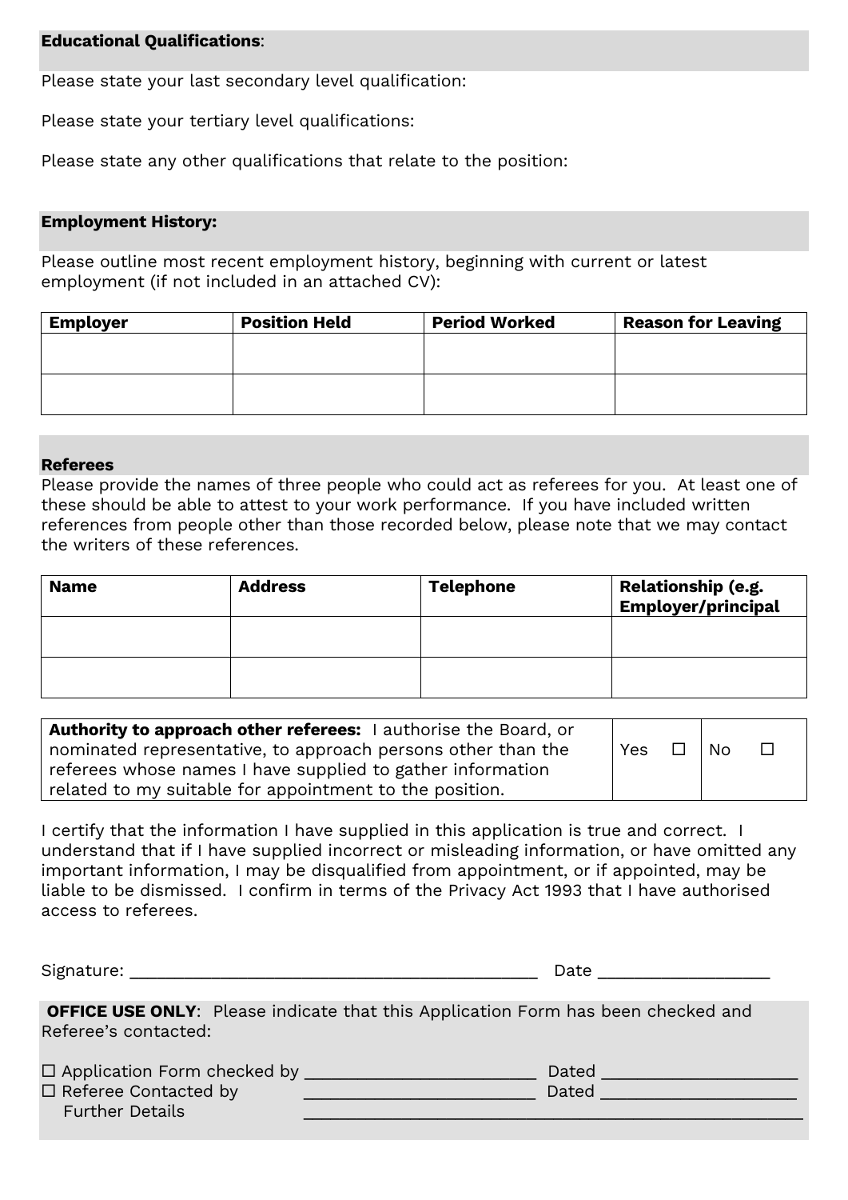**Educational Qualifications**:

Please state your last secondary level qualification:

Please state your tertiary level qualifications:

Please state any other qualifications that relate to the position:

**Employment History:**

Please outline most recent employment history, beginning with current or latest employment (if not included in an attached CV):

| Employer | Position Held | Period Worked | Reason for Leaving |
|---|---|---|---|
| | | | |
| | | | |

**Referees**

Please provide the names of three people who could act as referees for you. At least one of these should be able to attest to your work performance. If you have included written references from people other than those recorded below, please note that we may contact the writers of these references.

| Name | Address | Telephone | Relationship (e.g. Employer/principal |
|---|---|---|---|
| | | | |
| | | | |

| | | |
|---|---|---|
| **Authority to approach other referees:** I authorise the Board, or nominated representative, to approach persons other than the referees whose names I have supplied to gather information related to my suitable for appointment to the position. | Yes ☐ | No ☐ |

I certify that the information I have supplied in this application is true and correct. I understand that if I have supplied incorrect or misleading information, or have omitted any important information, I may be disqualified from appointment, or if appointed, may be liable to be dismissed. I confirm in terms of the Privacy Act 1993 that I have authorised access to referees.

Signature: ____________________________________________ Date __________________

**OFFICE USE ONLY**: Please indicate that this Application Form has been checked and Referee's contacted:

☐ Application Form checked by ________________________ Dated ____________________
☐ Referee Contacted by ________________________ Dated ____________________
Further Details ______________________________________________________